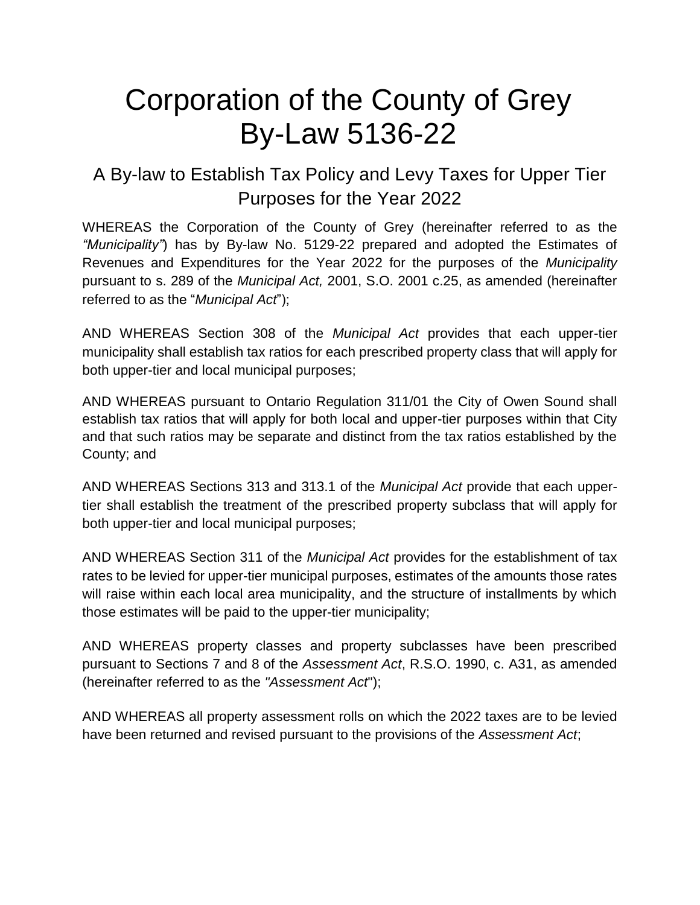# Corporation of the County of Grey By-Law 5136-22

## A By-law to Establish Tax Policy and Levy Taxes for Upper Tier Purposes for the Year 2022

WHEREAS the Corporation of the County of Grey (hereinafter referred to as the *"Municipality"*) has by By-law No. 5129-22 prepared and adopted the Estimates of Revenues and Expenditures for the Year 2022 for the purposes of the *Municipality* pursuant to s. 289 of the *Municipal Act,* 2001, S.O. 2001 c.25, as amended (hereinafter referred to as the "*Municipal Act*");

AND WHEREAS Section 308 of the *Municipal Act* provides that each upper-tier municipality shall establish tax ratios for each prescribed property class that will apply for both upper-tier and local municipal purposes;

AND WHEREAS pursuant to Ontario Regulation 311/01 the City of Owen Sound shall establish tax ratios that will apply for both local and upper-tier purposes within that City and that such ratios may be separate and distinct from the tax ratios established by the County; and

AND WHEREAS Sections 313 and 313.1 of the *Municipal Act* provide that each upper-tier shall establish the treatment of the prescribed property subclass that will apply for both upper-tier and local municipal purposes;

AND WHEREAS Section 311 of the *Municipal Act* provides for the establishment of tax rates to be levied for upper-tier municipal purposes, estimates of the amounts those rates will raise within each local area municipality, and the structure of installments by which those estimates will be paid to the upper-tier municipality;

AND WHEREAS property classes and property subclasses have been prescribed pursuant to Sections 7 and 8 of the *Assessment Act*, R.S.O. 1990, c. A31, as amended (hereinafter referred to as the *"Assessment Act*");

AND WHEREAS all property assessment rolls on which the 2022 taxes are to be levied have been returned and revised pursuant to the provisions of the *Assessment Act*;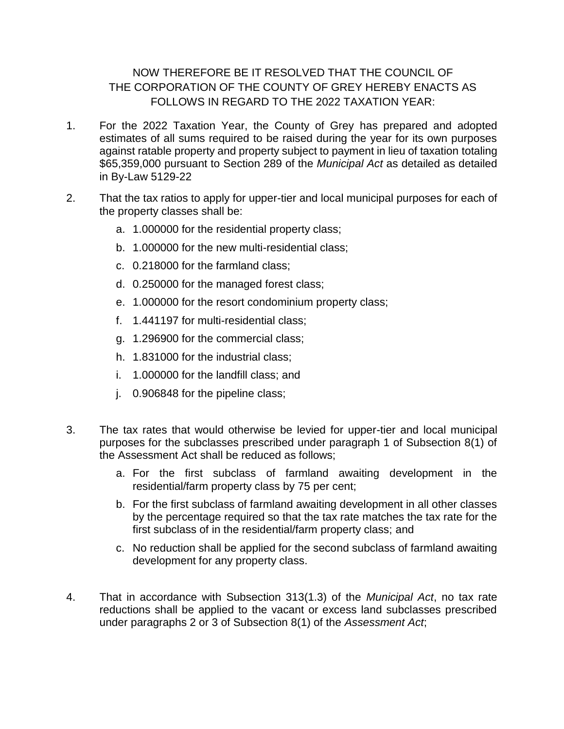NOW THEREFORE BE IT RESOLVED THAT THE COUNCIL OF THE CORPORATION OF THE COUNTY OF GREY HEREBY ENACTS AS FOLLOWS IN REGARD TO THE 2022 TAXATION YEAR:

1. For the 2022 Taxation Year, the County of Grey has prepared and adopted estimates of all sums required to be raised during the year for its own purposes against ratable property and property subject to payment in lieu of taxation totaling $65,359,000 pursuant to Section 289 of the *Municipal Act* as detailed as detailed in By-Law 5129-22

2. That the tax ratios to apply for upper-tier and local municipal purposes for each of the property classes shall be:
   a. 1.000000 for the residential property class;
   b. 1.000000 for the new multi-residential class;
   c. 0.218000 for the farmland class;
   d. 0.250000 for the managed forest class;
   e. 1.000000 for the resort condominium property class;
   f. 1.441197 for multi-residential class;
   g. 1.296900 for the commercial class;
   h. 1.831000 for the industrial class;
   i. 1.000000 for the landfill class; and
   j. 0.906848 for the pipeline class;

3. The tax rates that would otherwise be levied for upper-tier and local municipal purposes for the subclasses prescribed under paragraph 1 of Subsection 8(1) of the Assessment Act shall be reduced as follows;
   a. For the first subclass of farmland awaiting development in the residential/farm property class by 75 per cent;
   b. For the first subclass of farmland awaiting development in all other classes by the percentage required so that the tax rate matches the tax rate for the first subclass of in the residential/farm property class; and
   c. No reduction shall be applied for the second subclass of farmland awaiting development for any property class.

4. That in accordance with Subsection 313(1.3) of the *Municipal Act*, no tax rate reductions shall be applied to the vacant or excess land subclasses prescribed under paragraphs 2 or 3 of Subsection 8(1) of the *Assessment Act*;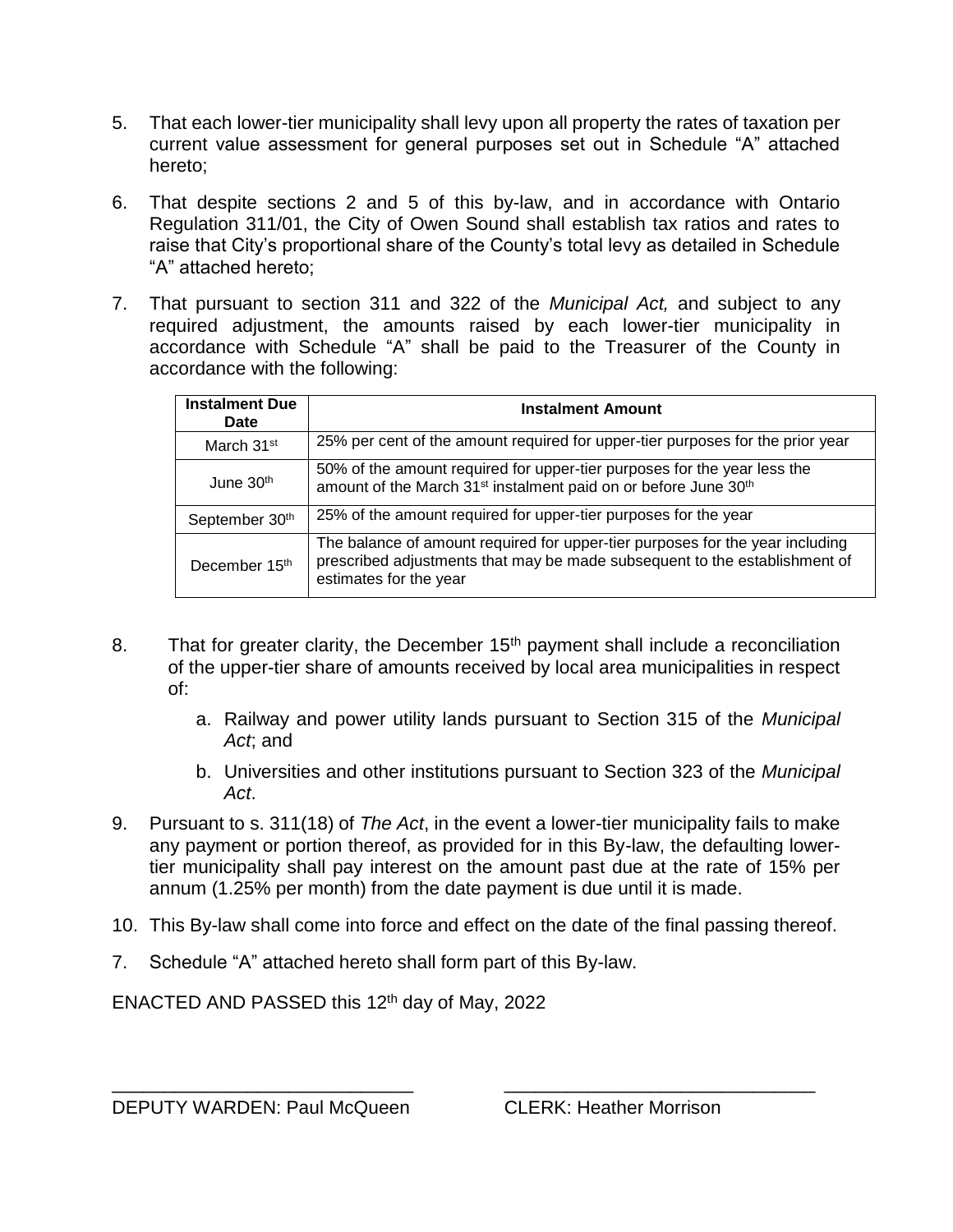5. That each lower-tier municipality shall levy upon all property the rates of taxation per current value assessment for general purposes set out in Schedule "A" attached hereto;

6. That despite sections 2 and 5 of this by-law, and in accordance with Ontario Regulation 311/01, the City of Owen Sound shall establish tax ratios and rates to raise that City's proportional share of the County's total levy as detailed in Schedule "A" attached hereto;

7. That pursuant to section 311 and 322 of the *Municipal Act,* and subject to any required adjustment, the amounts raised by each lower-tier municipality in accordance with Schedule "A" shall be paid to the Treasurer of the County in accordance with the following:

| Instalment Due Date | Instalment Amount |
|---|---|
| March 31st | 25% per cent of the amount required for upper-tier purposes for the prior year |
| June 30th | 50% of the amount required for upper-tier purposes for the year less the amount of the March 31st instalment paid on or before June 30th |
| September 30th | 25% of the amount required for upper-tier purposes for the year |
| December 15th | The balance of amount required for upper-tier purposes for the year including prescribed adjustments that may be made subsequent to the establishment of estimates for the year |

8. That for greater clarity, the December 15th payment shall include a reconciliation of the upper-tier share of amounts received by local area municipalities in respect of:

    a. Railway and power utility lands pursuant to Section 315 of the *Municipal Act*; and

    b. Universities and other institutions pursuant to Section 323 of the *Municipal Act*.

9. Pursuant to s. 311(18) of *The Act*, in the event a lower-tier municipality fails to make any payment or portion thereof, as provided for in this By-law, the defaulting lower-tier municipality shall pay interest on the amount past due at the rate of 15% per annum (1.25% per month) from the date payment is due until it is made.

10. This By-law shall come into force and effect on the date of the final passing thereof.

7. Schedule "A" attached hereto shall form part of this By-law.

ENACTED AND PASSED this 12th day of May, 2022

\_\_\_\_\_\_\_\_\_\_\_\_\_\_\_\_\_\_\_\_\_\_\_\_\_\_\_\_\_\_
DEPUTY WARDEN: Paul McQueen

\_\_\_\_\_\_\_\_\_\_\_\_\_\_\_\_\_\_\_\_\_\_\_\_\_\_\_\_\_\_
CLERK: Heather Morrison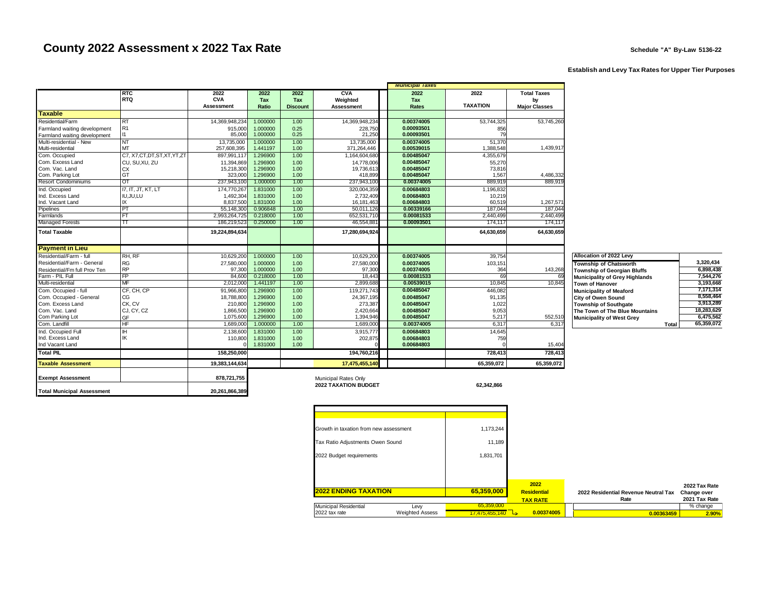# County 2022 Assessment x 2022 Tax Rate

**Schedule "A" By-Law 5136-22**

**Establish and Levy Tax Rates for Upper Tier Purposes**

| | RTC RTQ | 2022 CVA Assessment | 2022 Tax Ratio | 2022 Tax Discount | CVA Weighted Assessment | Municipal Taxes 2022 Tax Rates | 2022 TAXATION | Total Taxes by Major Classes |
|---|---|---|---|---|---|---|---|---|
| **Taxable** | | | | | | | | |
| Residential/Farm | RT | 14,369,948,234 | 1.000000 | 1.00 | 14,369,948,234 | 0.00374005 | 53,744,325 | 53,745,260 |
| Farmland waiting development | R1 | 915,000 | 1.000000 | 0.25 | 228,750 | 0.00093501 | 856 | |
| Farmland waiting development | I1 | 85,000 | 1.000000 | 0.25 | 21,250 | 0.00093501 | 79 | |
| Multi-residential - New | NT | 13,735,000 | 1.000000 | 1.00 | 13,735,000 | 0.00374005 | 51,370 | |
| Multi-residential | MT | 257,608,395 | 1.441197 | 1.00 | 371,264,446 | 0.00539015 | 1,388,548 | 1,439,917 |
| Com. Occupied | C7, X7,CT,DT,ST,XT,YT,ZT | 897,991,117 | 1.296900 | 1.00 | 1,164,604,680 | 0.00485047 | 4,355,679 | |
| Com. Excess Land | CU, SU,XU, ZU | 11,394,869 | 1.296900 | 1.00 | 14,778,006 | 0.00485047 | 55,270 | |
| Com. Vac. Land | CX | 15,218,300 | 1.296900 | 1.00 | 19,736,613 | 0.00485047 | 73,816 | |
| Com. Parking Lot | GT | 323,000 | 1.296900 | 1.00 | 418,899 | 0.00485047 | 1,567 | 4,486,332 |
| Resort Condominiums | OT | 237,943,100 | 1.000000 | 1.00 | 237,943,100 | 0.00374005 | 889,919 | 889,919 |
| Ind. Occupied | I7, IT, JT, KT, LT | 174,770,267 | 1.831000 | 1.00 | 320,004,359 | 0.00684803 | 1,196,832 | |
| Ind. Excess Land | IU,JU,LU | 1,492,304 | 1.831000 | 1.00 | 2,732,409 | 0.00684803 | 10,219 | |
| Ind. Vacant Land | IX | 8,837,500 | 1.831000 | 1.00 | 16,181,463 | 0.00684803 | 60,519 | 1,267,571 |
| Pipelines | PT | 55,148,300 | 0.906848 | 1.00 | 50,011,126 | 0.00339166 | 187,044 | 187,044 |
| Farmlands | FT | 2,993,264,725 | 0.218000 | 1.00 | 652,531,710 | 0.00081533 | 2,440,499 | 2,440,499 |
| Managed Forests | TT | 186,219,523 | 0.250000 | 1.00 | 46,554,881 | 0.00093501 | 174,117 | 174,117 |
| **Total Taxable** | | **19,224,894,634** | | | **17,280,694,924** | | **64,630,659** | **64,630,659** |
| **Payment in Lieu** | | | | | | | | |
| Residential/Farm - full | RH, RF | 10,629,200 | 1.000000 | 1.00 | 10,629,200 | 0.00374005 | 39,754 | |
| Residential/Farm - General | RG | 27,580,000 | 1.000000 | 1.00 | 27,580,000 | 0.00374005 | 103,151 | |
| Residential/Fm full Prov Ten | RP | 97,300 | 1.000000 | 1.00 | 97,300 | 0.00374005 | 364 | 143,268 |
| Farm - PIL Full | FP | 84,600 | 0.218000 | 1.00 | 18,443 | 0.00081533 | 69 | 69 |
| Multi-residential | MF | 2,012,000 | 1.441197 | 1.00 | 2,899,688 | 0.00539015 | 10,845 | 10,845 |
| Com. Occupied - full | CF, CH, CP | 91,966,800 | 1.296900 | 1.00 | 119,271,743 | 0.00485047 | 446,082 | |
| Com. Occupied - General | CG | 18,788,800 | 1.296900 | 1.00 | 24,367,195 | 0.00485047 | 91,135 | |
| Com. Excess Land | CK, CV | 210,800 | 1.296900 | 1.00 | 273,387 | 0.00485047 | 1,022 | |
| Com. Vac. Land | CJ, CY, CZ | 1,866,500 | 1.296900 | 1.00 | 2,420,664 | 0.00485047 | 9,053 | |
| Com Parking Lot | GF | 1,075,600 | 1.296900 | 1.00 | 1,394,946 | 0.00485047 | 5,217 | 552,510 |
| Com. Landfill | HF | 1,689,000 | 1.000000 | 1.00 | 1,689,000 | 0.00374005 | 6,317 | 6,317 |
| Ind. Occupied Full | IH | 2,138,600 | 1.831000 | 1.00 | 3,915,777 | 0.00684803 | 14,645 | |
| Ind. Excess Land | IK | 110,800 | 1.831000 | 1.00 | 202,875 | 0.00684803 | 759 | |
| Ind Vacant Land | | 0 | 1.831000 | 1.00 | 0 | 0.00684803 | 0 | 15,404 |
| **Total PIL** | | **158,250,000** | | | **194,760,216** | | **728,413** | **728,413** |
| **Taxable Assessment** | | **19,383,144,634** | | | **17,475,455,140** | | **65,359,072** | **65,359,072** |
| **Exempt Assessment** | | **878,721,755** | | | Municipal Rates Only **2022 TAXATION BUDGET** | | **62,342,866** | |
| **Total Municipal Assessment** | | **20,261,866,389** | | | | | | |

| Allocation of 2022 Levy | |
|---|---|
| Township of Chatsworth | 3,320,434 |
| Township of Georgian Bluffs | 6,898,438 |
| Municipality of Grey Highlands | 7,544,276 |
| Town of Hanover | 3,193,668 |
| Municipality of Meaford | 7,171,314 |
| City of Owen Sound | 8,558,464 |
| Township of Southgate | 3,913,289 |
| The Town of The Blue Mountains | 18,283,629 |
| Municipality of West Grey | 6,475,562 |
| Total | 65,359,072 |

| | | | |
|---|---|---|---|
| Growth in taxation from new assessment | | 1,173,244 | |
| Tax Ratio Adjustments Owen Sound | | 11,189 | |
| 2022 Budget requirements | | 1,831,701 | |
| **2022 ENDING TAXATION** | | **65,359,000** | **2022 Residential TAX RATE** |
| Municipal Residential | Levy | 65,359,000 | |
| 2022 tax rate | Weighted Assess | 17,475,455,140 | 0.00374005 |

| 2022 Residential Revenue Neutral Tax Rate | 2022 Tax Rate Change over 2021 Tax Rate |
|---|---|
| | % change |
| 0.00363459 | 2.90% |